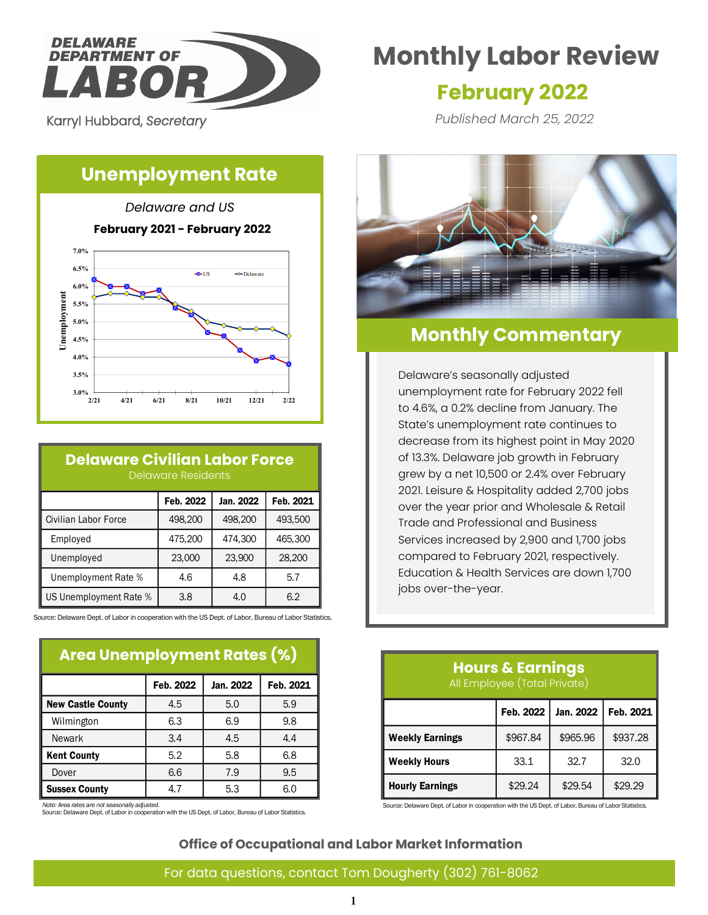DELAWARE DEPARTMENT OF LABOR

Karryl Hubbard, *Secretary*

# Monthly Labor Review

## February 2022

*Published March 25, 2022*

## Unemployment Rate

*Delaware and US*

**February 2021 - February 2022**

## Monthly Commentary

Delaware's seasonally adjusted unemployment rate for February 2022 fell to 4.6%, a 0.2% decline from January. The State's unemployment rate continues to decrease from its highest point in May 2020 of 13.3%. Delaware job growth in February grew by a net 10,500 or 2.4% over February 2021. Leisure & Hospitality added 2,700 jobs over the year prior and Wholesale & Retail Trade and Professional and Business Services increased by 2,900 and 1,700 jobs compared to February 2021, respectively. Education & Health Services are down 1,700 jobs over-the-year.

## Delaware Civilian Labor Force

Delaware Residents

| | Feb. 2022 | Jan. 2022 | Feb. 2021 |
|---|---|---|---|
| Civilian Labor Force | 498,200 | 498,200 | 493,500 |
| Employed | 475,200 | 474,300 | 465,300 |
| Unemployed | 23,000 | 23,900 | 28,200 |
| Unemployment Rate % | 4.6 | 4.8 | 5.7 |
| US Unemployment Rate % | 3.8 | 4.0 | 6.2 |

Source: Delaware Dept. of Labor in cooperation with the US Dept. of Labor, Bureau of Labor Statistics.

## Area Unemployment Rates (%)

| | Feb. 2022 | Jan. 2022 | Feb. 2021 |
|---|---|---|---|
| **New Castle County** | 4.5 | 5.0 | 5.9 |
| Wilmington | 6.3 | 6.9 | 9.8 |
| Newark | 3.4 | 4.5 | 4.4 |
| **Kent County** | 5.2 | 5.8 | 6.8 |
| Dover | 6.6 | 7.9 | 9.5 |
| **Sussex County** | 4.7 | 5.3 | 6.0 |

*Note: Area rates are not seasonally adjusted.*
Source: Delaware Dept. of Labor in cooperation with the US Dept. of Labor, Bureau of Labor Statistics.

## Hours & Earnings

All Employee (Total Private)

| | Feb. 2022 | Jan. 2022 | Feb. 2021 |
|---|---|---|---|
| **Weekly Earnings** | $967.84 | $965.96 | $937.28 |
| **Weekly Hours** | 33.1 | 32.7 | 32.0 |
| **Hourly Earnings** | $29.24 | $29.54 | $29.29 |

Source: Delaware Dept. of Labor in cooperation with the US Dept. of Labor, Bureau of Labor Statistics.

**Office of Occupational and Labor Market Information**

For data questions, contact Tom Dougherty (302) 761-8062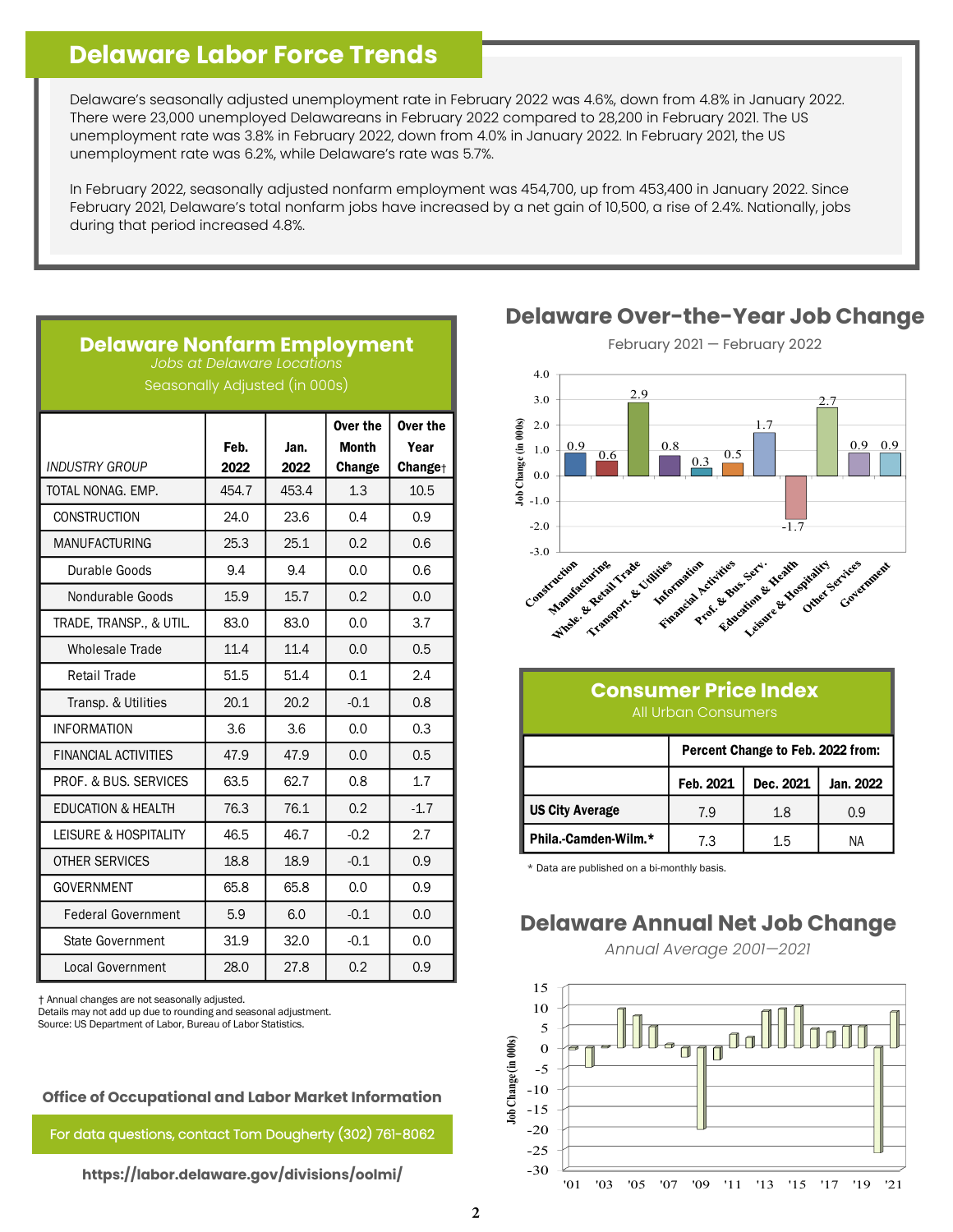# Delaware Labor Force Trends

Delaware's seasonally adjusted unemployment rate in February 2022 was 4.6%, down from 4.8% in January 2022. There were 23,000 unemployed Delawareans in February 2022 compared to 28,200 in February 2021. The US unemployment rate was 3.8% in February 2022, down from 4.0% in January 2022. In February 2021, the US unemployment rate was 6.2%, while Delaware's rate was 5.7%.

In February 2022, seasonally adjusted nonfarm employment was 454,700, up from 453,400 in January 2022. Since February 2021, Delaware's total nonfarm jobs have increased by a net gain of 10,500, a rise of 2.4%. Nationally, jobs during that period increased 4.8%.

## Delaware Nonfarm Employment

*Jobs at Delaware Locations*

Seasonally Adjusted (in 000s)

| *INDUSTRY GROUP* | Feb. 2022 | Jan. 2022 | Over the Month Change | Over the Year Change† |
|---|---|---|---|---|
| TOTAL NONAG. EMP. | 454.7 | 453.4 | 1.3 | 10.5 |
| CONSTRUCTION | 24.0 | 23.6 | 0.4 | 0.9 |
| MANUFACTURING | 25.3 | 25.1 | 0.2 | 0.6 |
| Durable Goods | 9.4 | 9.4 | 0.0 | 0.6 |
| Nondurable Goods | 15.9 | 15.7 | 0.2 | 0.0 |
| TRADE, TRANSP., & UTIL. | 83.0 | 83.0 | 0.0 | 3.7 |
| Wholesale Trade | 11.4 | 11.4 | 0.0 | 0.5 |
| Retail Trade | 51.5 | 51.4 | 0.1 | 2.4 |
| Transp. & Utilities | 20.1 | 20.2 | -0.1 | 0.8 |
| INFORMATION | 3.6 | 3.6 | 0.0 | 0.3 |
| FINANCIAL ACTIVITIES | 47.9 | 47.9 | 0.0 | 0.5 |
| PROF. & BUS. SERVICES | 63.5 | 62.7 | 0.8 | 1.7 |
| EDUCATION & HEALTH | 76.3 | 76.1 | 0.2 | -1.7 |
| LEISURE & HOSPITALITY | 46.5 | 46.7 | -0.2 | 2.7 |
| OTHER SERVICES | 18.8 | 18.9 | -0.1 | 0.9 |
| GOVERNMENT | 65.8 | 65.8 | 0.0 | 0.9 |
| Federal Government | 5.9 | 6.0 | -0.1 | 0.0 |
| State Government | 31.9 | 32.0 | -0.1 | 0.0 |
| Local Government | 28.0 | 27.8 | 0.2 | 0.9 |

† Annual changes are not seasonally adjusted.
Details may not add up due to rounding and seasonal adjustment.
Source: US Department of Labor, Bureau of Labor Statistics.

## Delaware Over-the-Year Job Change

February 2021 — February 2022

Job Change (in 000s)

4.0
3.0
2.0
1.0
0.0
-1.0
-2.0
-3.0

0.9 0.6 2.9 0.8 0.3 0.5 1.7 -1.7 2.7 0.9 0.9

Construction, Manufacturing, Whsle. & Retail Trade, Transport. & Utilities, Information, Financial Activities, Prof. & Bus. Serv., Education & Health, Leisure & Hospitality, Other Services, Government

## Consumer Price Index

All Urban Consumers

| | Percent Change to Feb. 2022 from: | | |
|---|---|---|---|
| | Feb. 2021 | Dec. 2021 | Jan. 2022 |
| **US City Average** | 7.9 | 1.8 | 0.9 |
| **Phila.-Camden-Wilm.*** | 7.3 | 1.5 | NA |

* Data are published on a bi-monthly basis.

## Delaware Annual Net Job Change

*Annual Average 2001—2021*

Job Change (in 000s)

15
10
5
0
-5
-10
-15
-20
-25
-30

'01 '03 '05 '07 '09 '11 '13 '15 '17 '19 '21

**Office of Occupational and Labor Market Information**

For data questions, contact Tom Dougherty (302) 761-8062

**https://labor.delaware.gov/divisions/oolmi/**